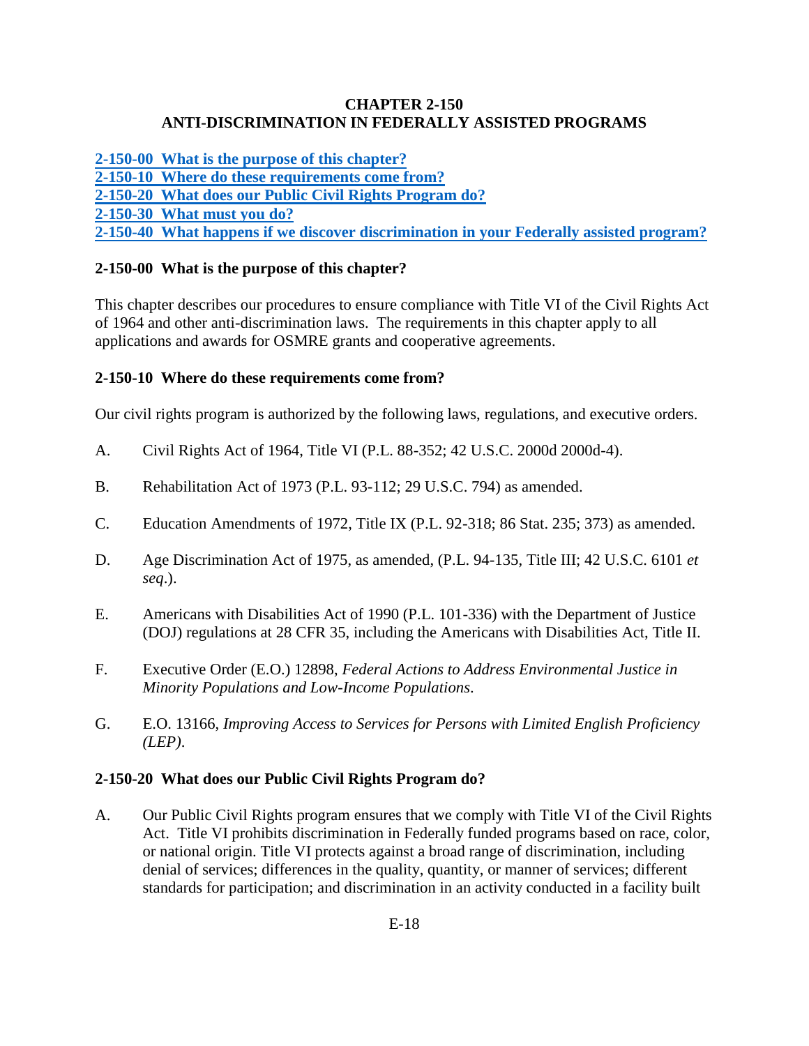**CHAPTER 2-150**
**ANTI-DISCRIMINATION IN FEDERALLY ASSISTED PROGRAMS**

[2-150-00 What is the purpose of this chapter?](#)
[2-150-10 Where do these requirements come from?](#)
[2-150-20 What does our Public Civil Rights Program do?](#)
[2-150-30 What must you do?](#)
[2-150-40 What happens if we discover discrimination in your Federally assisted program?](#)

### 2-150-00 What is the purpose of this chapter?

This chapter describes our procedures to ensure compliance with Title VI of the Civil Rights Act of 1964 and other anti-discrimination laws. The requirements in this chapter apply to all applications and awards for OSMRE grants and cooperative agreements.

### 2-150-10 Where do these requirements come from?

Our civil rights program is authorized by the following laws, regulations, and executive orders.

A. Civil Rights Act of 1964, Title VI (P.L. 88-352; 42 U.S.C. 2000d 2000d-4).

B. Rehabilitation Act of 1973 (P.L. 93-112; 29 U.S.C. 794) as amended.

C. Education Amendments of 1972, Title IX (P.L. 92-318; 86 Stat. 235; 373) as amended.

D. Age Discrimination Act of 1975, as amended, (P.L. 94-135, Title III; 42 U.S.C. 6101 *et seq*.).

E. Americans with Disabilities Act of 1990 (P.L. 101-336) with the Department of Justice (DOJ) regulations at 28 CFR 35, including the Americans with Disabilities Act, Title II.

F. Executive Order (E.O.) 12898, *Federal Actions to Address Environmental Justice in Minority Populations and Low-Income Populations*.

G. E.O. 13166, *Improving Access to Services for Persons with Limited English Proficiency (LEP)*.

### 2-150-20 What does our Public Civil Rights Program do?

A. Our Public Civil Rights program ensures that we comply with Title VI of the Civil Rights Act. Title VI prohibits discrimination in Federally funded programs based on race, color, or national origin. Title VI protects against a broad range of discrimination, including denial of services; differences in the quality, quantity, or manner of services; different standards for participation; and discrimination in an activity conducted in a facility built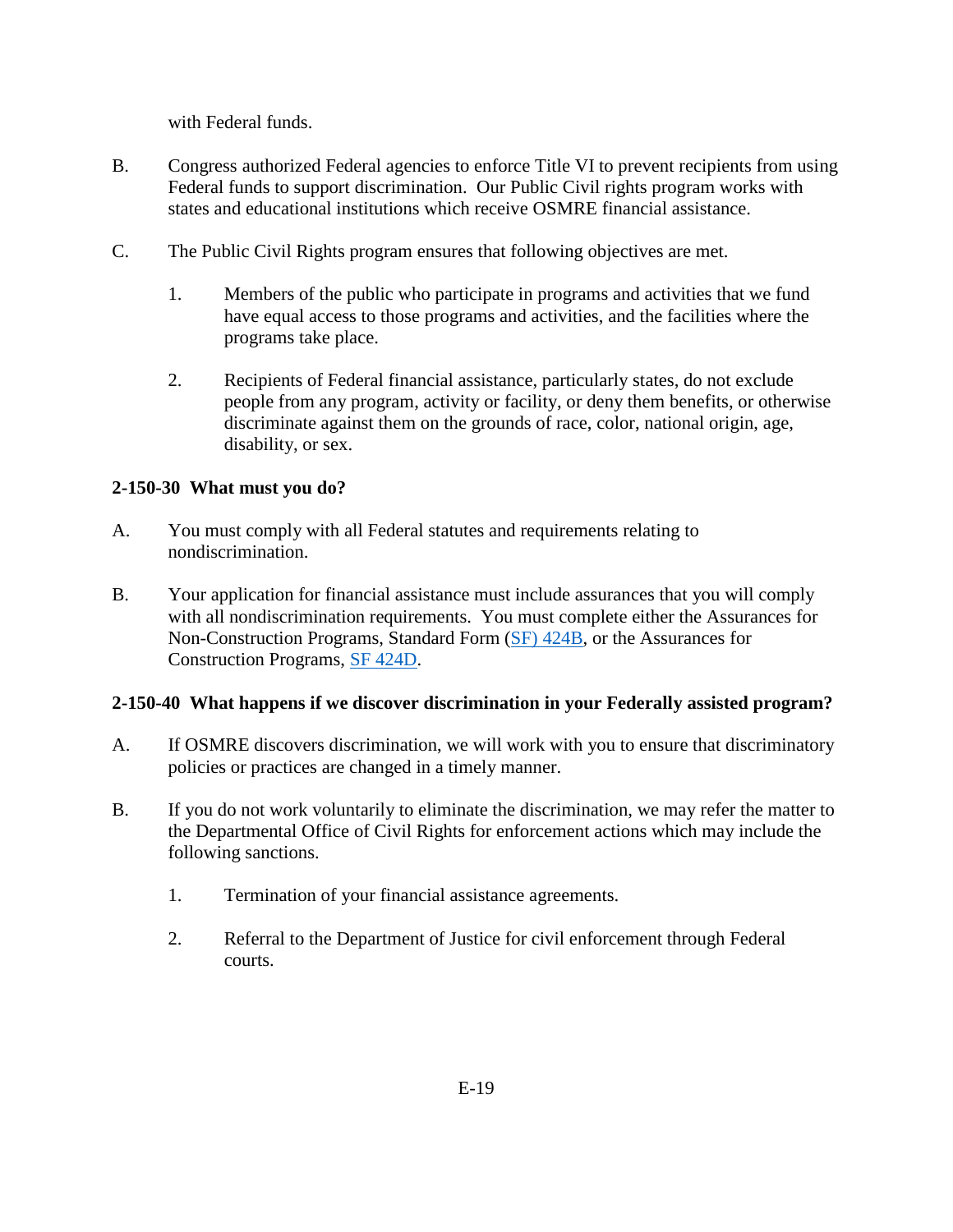with Federal funds.

B. Congress authorized Federal agencies to enforce Title VI to prevent recipients from using Federal funds to support discrimination. Our Public Civil rights program works with states and educational institutions which receive OSMRE financial assistance.

C. The Public Civil Rights program ensures that following objectives are met.

   1. Members of the public who participate in programs and activities that we fund have equal access to those programs and activities, and the facilities where the programs take place.

   2. Recipients of Federal financial assistance, particularly states, do not exclude people from any program, activity or facility, or deny them benefits, or otherwise discriminate against them on the grounds of race, color, national origin, age, disability, or sex.

**2-150-30 What must you do?**

A. You must comply with all Federal statutes and requirements relating to nondiscrimination.

B. Your application for financial assistance must include assurances that you will comply with all nondiscrimination requirements. You must complete either the Assurances for Non-Construction Programs, Standard Form (SF) 424B, or the Assurances for Construction Programs, SF 424D.

**2-150-40 What happens if we discover discrimination in your Federally assisted program?**

A. If OSMRE discovers discrimination, we will work with you to ensure that discriminatory policies or practices are changed in a timely manner.

B. If you do not work voluntarily to eliminate the discrimination, we may refer the matter to the Departmental Office of Civil Rights for enforcement actions which may include the following sanctions.

   1. Termination of your financial assistance agreements.

   2. Referral to the Department of Justice for civil enforcement through Federal courts.